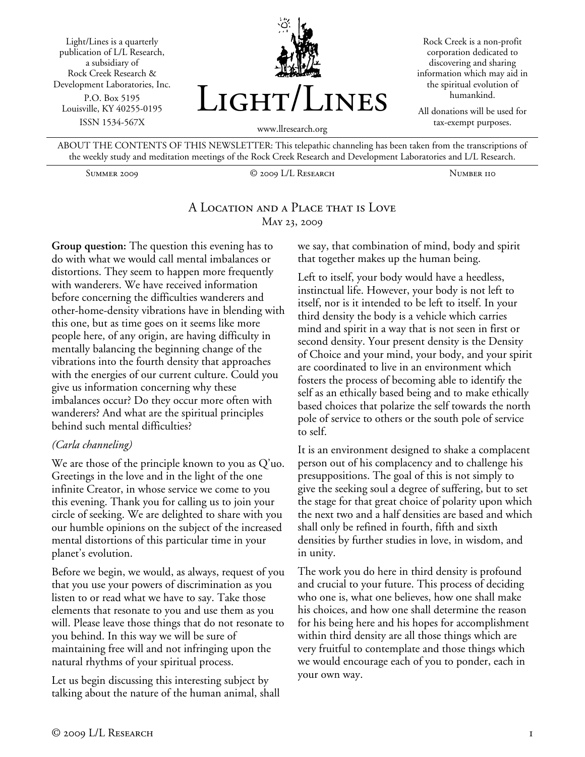Light/Lines is a quarterly publication of L/L Research, a subsidiary of Rock Creek Research & Development Laboratories, Inc.
P.O. Box 5195
Louisville, KY 40255-0195
ISSN 1534-567X

# Light/Lines

www.llresearch.org

Rock Creek is a non-profit corporation dedicated to discovering and sharing information which may aid in the spiritual evolution of humankind.

All donations will be used for tax-exempt purposes.

ABOUT THE CONTENTS OF THIS NEWSLETTER: This telepathic channeling has been taken from the transcriptions of the weekly study and meditation meetings of the Rock Creek Research and Development Laboratories and L/L Research.

Summer 2009 | © 2009 L/L Research | Number 110

## A Location and a Place that is Love

May 23, 2009

**Group question:** The question this evening has to do with what we would call mental imbalances or distortions. They seem to happen more frequently with wanderers. We have received information before concerning the difficulties wanderers and other-home-density vibrations have in blending with this one, but as time goes on it seems like more people here, of any origin, are having difficulty in mentally balancing the beginning change of the vibrations into the fourth density that approaches with the energies of our current culture. Could you give us information concerning why these imbalances occur? Do they occur more often with wanderers? And what are the spiritual principles behind such mental difficulties?

*(Carla channeling)*

We are those of the principle known to you as Q'uo. Greetings in the love and in the light of the one infinite Creator, in whose service we come to you this evening. Thank you for calling us to join your circle of seeking. We are delighted to share with you our humble opinions on the subject of the increased mental distortions of this particular time in your planet's evolution.

Before we begin, we would, as always, request of you that you use your powers of discrimination as you listen to or read what we have to say. Take those elements that resonate to you and use them as you will. Please leave those things that do not resonate to you behind. In this way we will be sure of maintaining free will and not infringing upon the natural rhythms of your spiritual process.

Let us begin discussing this interesting subject by talking about the nature of the human animal, shall we say, that combination of mind, body and spirit that together makes up the human being.

Left to itself, your body would have a heedless, instinctual life. However, your body is not left to itself, nor is it intended to be left to itself. In your third density the body is a vehicle which carries mind and spirit in a way that is not seen in first or second density. Your present density is the Density of Choice and your mind, your body, and your spirit are coordinated to live in an environment which fosters the process of becoming able to identify the self as an ethically based being and to make ethically based choices that polarize the self towards the north pole of service to others or the south pole of service to self.

It is an environment designed to shake a complacent person out of his complacency and to challenge his presuppositions. The goal of this is not simply to give the seeking soul a degree of suffering, but to set the stage for that great choice of polarity upon which the next two and a half densities are based and which shall only be refined in fourth, fifth and sixth densities by further studies in love, in wisdom, and in unity.

The work you do here in third density is profound and crucial to your future. This process of deciding who one is, what one believes, how one shall make his choices, and how one shall determine the reason for his being here and his hopes for accomplishment within third density are all those things which are very fruitful to contemplate and those things which we would encourage each of you to ponder, each in your own way.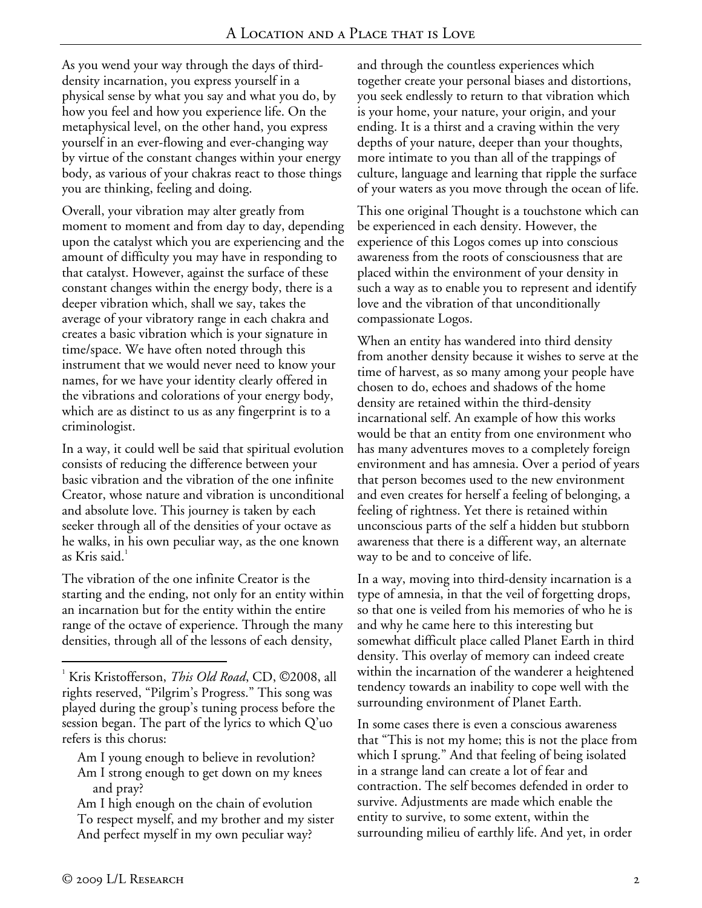As you wend your way through the days of third-density incarnation, you express yourself in a physical sense by what you say and what you do, by how you feel and how you experience life. On the metaphysical level, on the other hand, you express yourself in an ever-flowing and ever-changing way by virtue of the constant changes within your energy body, as various of your chakras react to those things you are thinking, feeling and doing.

Overall, your vibration may alter greatly from moment to moment and from day to day, depending upon the catalyst which you are experiencing and the amount of difficulty you may have in responding to that catalyst. However, against the surface of these constant changes within the energy body, there is a deeper vibration which, shall we say, takes the average of your vibratory range in each chakra and creates a basic vibration which is your signature in time/space. We have often noted through this instrument that we would never need to know your names, for we have your identity clearly offered in the vibrations and colorations of your energy body, which are as distinct to us as any fingerprint is to a criminologist.

In a way, it could well be said that spiritual evolution consists of reducing the difference between your basic vibration and the vibration of the one infinite Creator, whose nature and vibration is unconditional and absolute love. This journey is taken by each seeker through all of the densities of your octave as he walks, in his own peculiar way, as the one known as Kris said.[1]

The vibration of the one infinite Creator is the starting and the ending, not only for an entity within an incarnation but for the entity within the entire range of the octave of experience. Through the many densities, through all of the lessons of each density, and through the countless experiences which together create your personal biases and distortions, you seek endlessly to return to that vibration which is your home, your nature, your origin, and your ending. It is a thirst and a craving within the very depths of your nature, deeper than your thoughts, more intimate to you than all of the trappings of culture, language and learning that ripple the surface of your waters as you move through the ocean of life.

This one original Thought is a touchstone which can be experienced in each density. However, the experience of this Logos comes up into conscious awareness from the roots of consciousness that are placed within the environment of your density in such a way as to enable you to represent and identify love and the vibration of that unconditionally compassionate Logos.

When an entity has wandered into third density from another density because it wishes to serve at the time of harvest, as so many among your people have chosen to do, echoes and shadows of the home density are retained within the third-density incarnational self. An example of how this works would be that an entity from one environment who has many adventures moves to a completely foreign environment and has amnesia. Over a period of years that person becomes used to the new environment and even creates for herself a feeling of belonging, a feeling of rightness. Yet there is retained within unconscious parts of the self a hidden but stubborn awareness that there is a different way, an alternate way to be and to conceive of life.

In a way, moving into third-density incarnation is a type of amnesia, in that the veil of forgetting drops, so that one is veiled from his memories of who he is and why he came here to this interesting but somewhat difficult place called Planet Earth in third density. This overlay of memory can indeed create within the incarnation of the wanderer a heightened tendency towards an inability to cope well with the surrounding environment of Planet Earth.

In some cases there is even a conscious awareness that "This is not my home; this is not the place from which I sprung." And that feeling of being isolated in a strange land can create a lot of fear and contraction. The self becomes defended in order to survive. Adjustments are made which enable the entity to survive, to some extent, within the surrounding milieu of earthly life. And yet, in order

---

[1] Kris Kristofferson, *This Old Road*, CD, ©2008, all rights reserved, "Pilgrim's Progress." This song was played during the group's tuning process before the session began. The part of the lyrics to which Q'uo refers is this chorus:

> Am I young enough to believe in revolution?
> Am I strong enough to get down on my knees and pray?
> Am I high enough on the chain of evolution
> To respect myself, and my brother and my sister
> And perfect myself in my own peculiar way?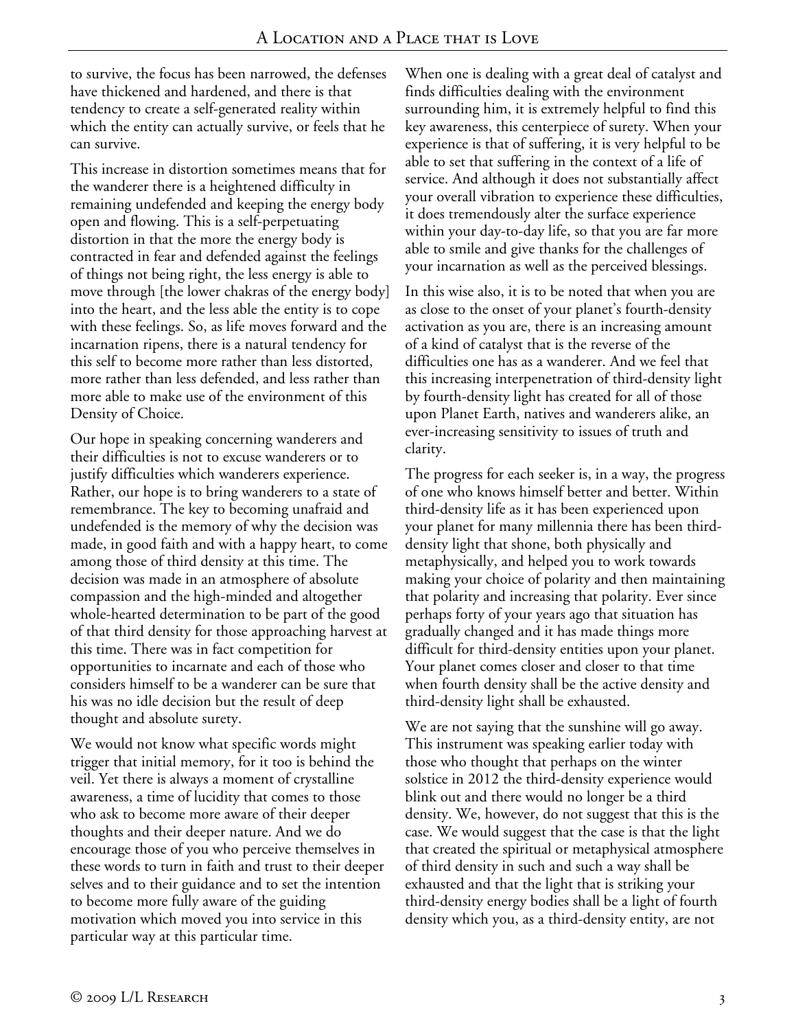to survive, the focus has been narrowed, the defenses have thickened and hardened, and there is that tendency to create a self-generated reality within which the entity can actually survive, or feels that he can survive.

This increase in distortion sometimes means that for the wanderer there is a heightened difficulty in remaining undefended and keeping the energy body open and flowing. This is a self-perpetuating distortion in that the more the energy body is contracted in fear and defended against the feelings of things not being right, the less energy is able to move through [the lower chakras of the energy body] into the heart, and the less able the entity is to cope with these feelings. So, as life moves forward and the incarnation ripens, there is a natural tendency for this self to become more rather than less distorted, more rather than less defended, and less rather than more able to make use of the environment of this Density of Choice.

Our hope in speaking concerning wanderers and their difficulties is not to excuse wanderers or to justify difficulties which wanderers experience. Rather, our hope is to bring wanderers to a state of remembrance. The key to becoming unafraid and undefended is the memory of why the decision was made, in good faith and with a happy heart, to come among those of third density at this time. The decision was made in an atmosphere of absolute compassion and the high-minded and altogether whole-hearted determination to be part of the good of that third density for those approaching harvest at this time. There was in fact competition for opportunities to incarnate and each of those who considers himself to be a wanderer can be sure that his was no idle decision but the result of deep thought and absolute surety.

We would not know what specific words might trigger that initial memory, for it too is behind the veil. Yet there is always a moment of crystalline awareness, a time of lucidity that comes to those who ask to become more aware of their deeper thoughts and their deeper nature. And we do encourage those of you who perceive themselves in these words to turn in faith and trust to their deeper selves and to their guidance and to set the intention to become more fully aware of the guiding motivation which moved you into service in this particular way at this particular time.

When one is dealing with a great deal of catalyst and finds difficulties dealing with the environment surrounding him, it is extremely helpful to find this key awareness, this centerpiece of surety. When your experience is that of suffering, it is very helpful to be able to set that suffering in the context of a life of service. And although it does not substantially affect your overall vibration to experience these difficulties, it does tremendously alter the surface experience within your day-to-day life, so that you are far more able to smile and give thanks for the challenges of your incarnation as well as the perceived blessings.

In this wise also, it is to be noted that when you are as close to the onset of your planet's fourth-density activation as you are, there is an increasing amount of a kind of catalyst that is the reverse of the difficulties one has as a wanderer. And we feel that this increasing interpenetration of third-density light by fourth-density light has created for all of those upon Planet Earth, natives and wanderers alike, an ever-increasing sensitivity to issues of truth and clarity.

The progress for each seeker is, in a way, the progress of one who knows himself better and better. Within third-density life as it has been experienced upon your planet for many millennia there has been third-density light that shone, both physically and metaphysically, and helped you to work towards making your choice of polarity and then maintaining that polarity and increasing that polarity. Ever since perhaps forty of your years ago that situation has gradually changed and it has made things more difficult for third-density entities upon your planet. Your planet comes closer and closer to that time when fourth density shall be the active density and third-density light shall be exhausted.

We are not saying that the sunshine will go away. This instrument was speaking earlier today with those who thought that perhaps on the winter solstice in 2012 the third-density experience would blink out and there would no longer be a third density. We, however, do not suggest that this is the case. We would suggest that the case is that the light that created the spiritual or metaphysical atmosphere of third density in such and such a way shall be exhausted and that the light that is striking your third-density energy bodies shall be a light of fourth density which you, as a third-density entity, are not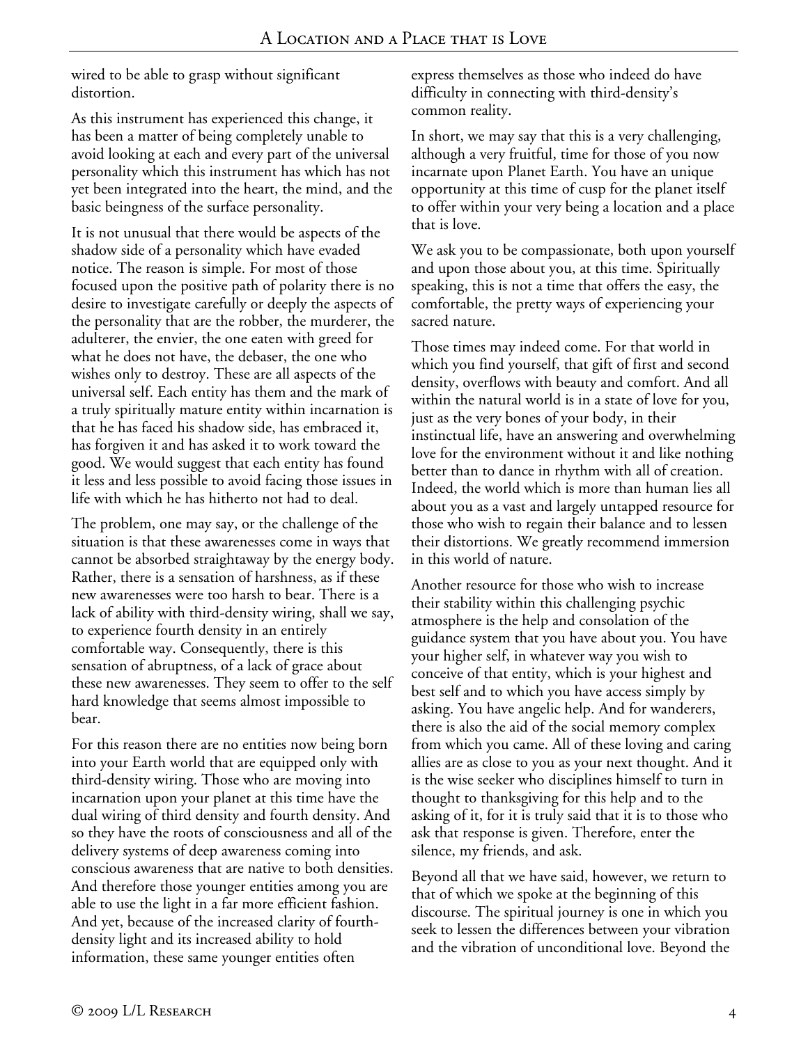wired to be able to grasp without significant distortion.

As this instrument has experienced this change, it has been a matter of being completely unable to avoid looking at each and every part of the universal personality which this instrument has which has not yet been integrated into the heart, the mind, and the basic beingness of the surface personality.

It is not unusual that there would be aspects of the shadow side of a personality which have evaded notice. The reason is simple. For most of those focused upon the positive path of polarity there is no desire to investigate carefully or deeply the aspects of the personality that are the robber, the murderer, the adulterer, the envier, the one eaten with greed for what he does not have, the debaser, the one who wishes only to destroy. These are all aspects of the universal self. Each entity has them and the mark of a truly spiritually mature entity within incarnation is that he has faced his shadow side, has embraced it, has forgiven it and has asked it to work toward the good. We would suggest that each entity has found it less and less possible to avoid facing those issues in life with which he has hitherto not had to deal.

The problem, one may say, or the challenge of the situation is that these awarenesses come in ways that cannot be absorbed straightaway by the energy body. Rather, there is a sensation of harshness, as if these new awarenesses were too harsh to bear. There is a lack of ability with third-density wiring, shall we say, to experience fourth density in an entirely comfortable way. Consequently, there is this sensation of abruptness, of a lack of grace about these new awarenesses. They seem to offer to the self hard knowledge that seems almost impossible to bear.

For this reason there are no entities now being born into your Earth world that are equipped only with third-density wiring. Those who are moving into incarnation upon your planet at this time have the dual wiring of third density and fourth density. And so they have the roots of consciousness and all of the delivery systems of deep awareness coming into conscious awareness that are native to both densities. And therefore those younger entities among you are able to use the light in a far more efficient fashion. And yet, because of the increased clarity of fourth-density light and its increased ability to hold information, these same younger entities often express themselves as those who indeed do have difficulty in connecting with third-density's common reality.

In short, we may say that this is a very challenging, although a very fruitful, time for those of you now incarnate upon Planet Earth. You have an unique opportunity at this time of cusp for the planet itself to offer within your very being a location and a place that is love.

We ask you to be compassionate, both upon yourself and upon those about you, at this time. Spiritually speaking, this is not a time that offers the easy, the comfortable, the pretty ways of experiencing your sacred nature.

Those times may indeed come. For that world in which you find yourself, that gift of first and second density, overflows with beauty and comfort. And all within the natural world is in a state of love for you, just as the very bones of your body, in their instinctual life, have an answering and overwhelming love for the environment without it and like nothing better than to dance in rhythm with all of creation. Indeed, the world which is more than human lies all about you as a vast and largely untapped resource for those who wish to regain their balance and to lessen their distortions. We greatly recommend immersion in this world of nature.

Another resource for those who wish to increase their stability within this challenging psychic atmosphere is the help and consolation of the guidance system that you have about you. You have your higher self, in whatever way you wish to conceive of that entity, which is your highest and best self and to which you have access simply by asking. You have angelic help. And for wanderers, there is also the aid of the social memory complex from which you came. All of these loving and caring allies are as close to you as your next thought. And it is the wise seeker who disciplines himself to turn in thought to thanksgiving for this help and to the asking of it, for it is truly said that it is to those who ask that response is given. Therefore, enter the silence, my friends, and ask.

Beyond all that we have said, however, we return to that of which we spoke at the beginning of this discourse. The spiritual journey is one in which you seek to lessen the differences between your vibration and the vibration of unconditional love. Beyond the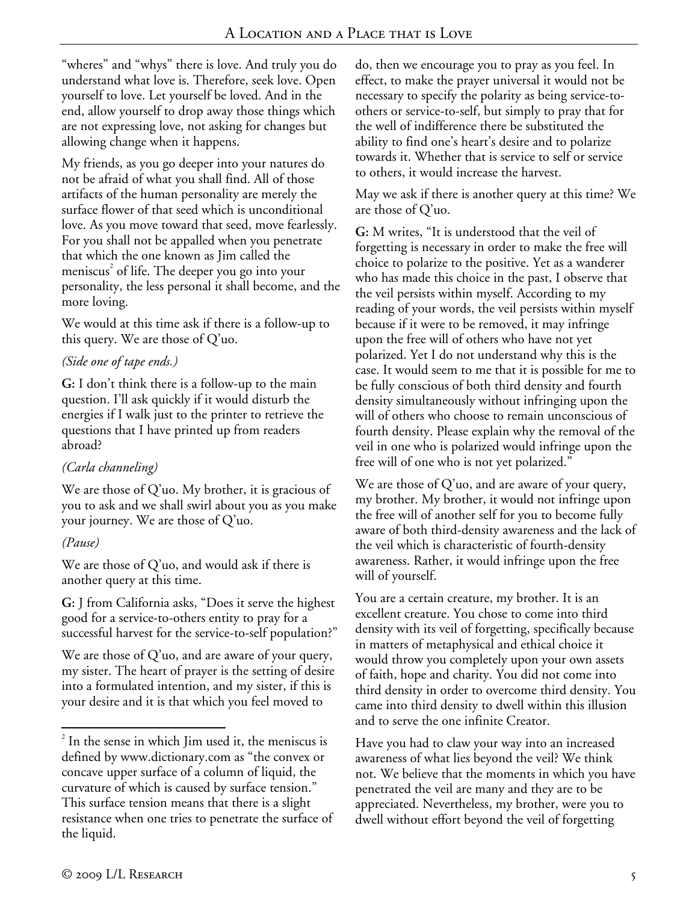"wheres" and "whys" there is love. And truly you do understand what love is. Therefore, seek love. Open yourself to love. Let yourself be loved. And in the end, allow yourself to drop away those things which are not expressing love, not asking for changes but allowing change when it happens.

My friends, as you go deeper into your natures do not be afraid of what you shall find. All of those artifacts of the human personality are merely the surface flower of that seed which is unconditional love. As you move toward that seed, move fearlessly. For you shall not be appalled when you penetrate that which the one known as Jim called the meniscus[2] of life. The deeper you go into your personality, the less personal it shall become, and the more loving.

We would at this time ask if there is a follow-up to this query. We are those of Q'uo.

*(Side one of tape ends.)*

**G:** I don't think there is a follow-up to the main question. I'll ask quickly if it would disturb the energies if I walk just to the printer to retrieve the questions that I have printed up from readers abroad?

*(Carla channeling)*

We are those of Q'uo. My brother, it is gracious of you to ask and we shall swirl about you as you make your journey. We are those of Q'uo.

*(Pause)*

We are those of Q'uo, and would ask if there is another query at this time.

**G:** J from California asks, "Does it serve the highest good for a service-to-others entity to pray for a successful harvest for the service-to-self population?"

We are those of Q'uo, and are aware of your query, my sister. The heart of prayer is the setting of desire into a formulated intention, and my sister, if this is your desire and it is that which you feel moved to do, then we encourage you to pray as you feel. In effect, to make the prayer universal it would not be necessary to specify the polarity as being service-to-others or service-to-self, but simply to pray that for the well of indifference there be substituted the ability to find one's heart's desire and to polarize towards it. Whether that is service to self or service to others, it would increase the harvest.

May we ask if there is another query at this time? We are those of Q'uo.

**G:** M writes, "It is understood that the veil of forgetting is necessary in order to make the free will choice to polarize to the positive. Yet as a wanderer who has made this choice in the past, I observe that the veil persists within myself. According to my reading of your words, the veil persists within myself because if it were to be removed, it may infringe upon the free will of others who have not yet polarized. Yet I do not understand why this is the case. It would seem to me that it is possible for me to be fully conscious of both third density and fourth density simultaneously without infringing upon the will of others who choose to remain unconscious of fourth density. Please explain why the removal of the veil in one who is polarized would infringe upon the free will of one who is not yet polarized."

We are those of Q'uo, and are aware of your query, my brother. My brother, it would not infringe upon the free will of another self for you to become fully aware of both third-density awareness and the lack of the veil which is characteristic of fourth-density awareness. Rather, it would infringe upon the free will of yourself.

You are a certain creature, my brother. It is an excellent creature. You chose to come into third density with its veil of forgetting, specifically because in matters of metaphysical and ethical choice it would throw you completely upon your own assets of faith, hope and charity. You did not come into third density in order to overcome third density. You came into third density to dwell within this illusion and to serve the one infinite Creator.

Have you had to claw your way into an increased awareness of what lies beyond the veil? We think not. We believe that the moments in which you have penetrated the veil are many and they are to be appreciated. Nevertheless, my brother, were you to dwell without effort beyond the veil of forgetting

[2] In the sense in which Jim used it, the meniscus is defined by www.dictionary.com as "the convex or concave upper surface of a column of liquid, the curvature of which is caused by surface tension." This surface tension means that there is a slight resistance when one tries to penetrate the surface of the liquid.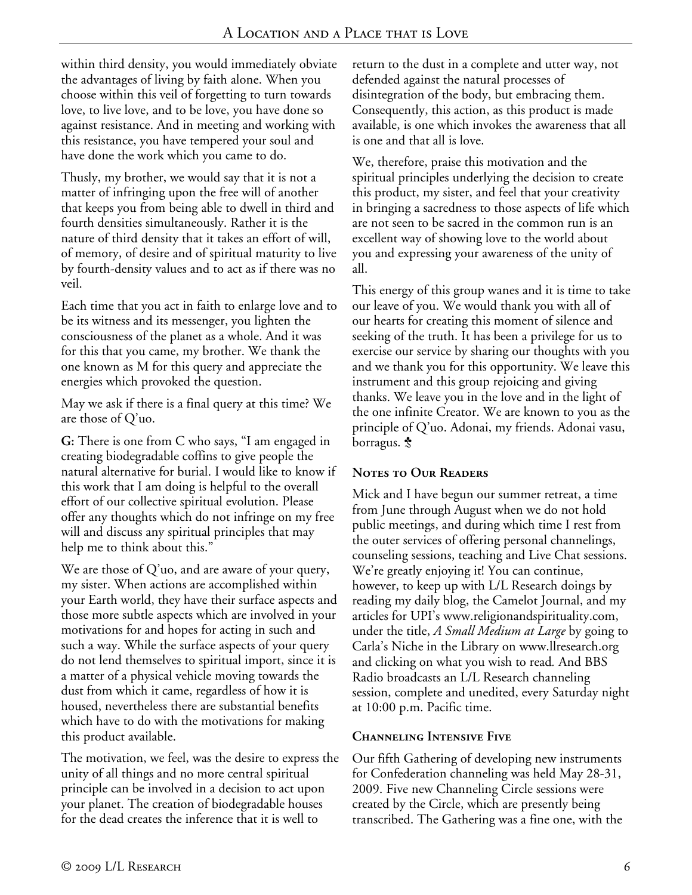within third density, you would immediately obviate the advantages of living by faith alone. When you choose within this veil of forgetting to turn towards love, to live love, and to be love, you have done so against resistance. And in meeting and working with this resistance, you have tempered your soul and have done the work which you came to do.

Thusly, my brother, we would say that it is not a matter of infringing upon the free will of another that keeps you from being able to dwell in third and fourth densities simultaneously. Rather it is the nature of third density that it takes an effort of will, of memory, of desire and of spiritual maturity to live by fourth-density values and to act as if there was no veil.

Each time that you act in faith to enlarge love and to be its witness and its messenger, you lighten the consciousness of the planet as a whole. And it was for this that you came, my brother. We thank the one known as M for this query and appreciate the energies which provoked the question.

May we ask if there is a final query at this time? We are those of Q'uo.

**G:** There is one from C who says, "I am engaged in creating biodegradable coffins to give people the natural alternative for burial. I would like to know if this work that I am doing is helpful to the overall effort of our collective spiritual evolution. Please offer any thoughts which do not infringe on my free will and discuss any spiritual principles that may help me to think about this."

We are those of Q'uo, and are aware of your query, my sister. When actions are accomplished within your Earth world, they have their surface aspects and those more subtle aspects which are involved in your motivations for and hopes for acting in such and such a way. While the surface aspects of your query do not lend themselves to spiritual import, since it is a matter of a physical vehicle moving towards the dust from which it came, regardless of how it is housed, nevertheless there are substantial benefits which have to do with the motivations for making this product available.

The motivation, we feel, was the desire to express the unity of all things and no more central spiritual principle can be involved in a decision to act upon your planet. The creation of biodegradable houses for the dead creates the inference that it is well to return to the dust in a complete and utter way, not defended against the natural processes of disintegration of the body, but embracing them. Consequently, this action, as this product is made available, is one which invokes the awareness that all is one and that all is love.

We, therefore, praise this motivation and the spiritual principles underlying the decision to create this product, my sister, and feel that your creativity in bringing a sacredness to those aspects of life which are not seen to be sacred in the common run is an excellent way of showing love to the world about you and expressing your awareness of the unity of all.

This energy of this group wanes and it is time to take our leave of you. We would thank you with all of our hearts for creating this moment of silence and seeking of the truth. It has been a privilege for us to exercise our service by sharing our thoughts with you and we thank you for this opportunity. We leave this instrument and this group rejoicing and giving thanks. We leave you in the love and in the light of the one infinite Creator. We are known to you as the principle of Q'uo. Adonai, my friends. Adonai vasu, borragus. ♣

### Notes to Our Readers

Mick and I have begun our summer retreat, a time from June through August when we do not hold public meetings, and during which time I rest from the outer services of offering personal channelings, counseling sessions, teaching and Live Chat sessions. We're greatly enjoying it! You can continue, however, to keep up with L/L Research doings by reading my daily blog, the Camelot Journal, and my articles for UPI's www.religionandspirituality.com, under the title, *A Small Medium at Large* by going to Carla's Niche in the Library on www.llresearch.org and clicking on what you wish to read. And BBS Radio broadcasts an L/L Research channeling session, complete and unedited, every Saturday night at 10:00 p.m. Pacific time.

### Channeling Intensive Five

Our fifth Gathering of developing new instruments for Confederation channeling was held May 28-31, 2009. Five new Channeling Circle sessions were created by the Circle, which are presently being transcribed. The Gathering was a fine one, with the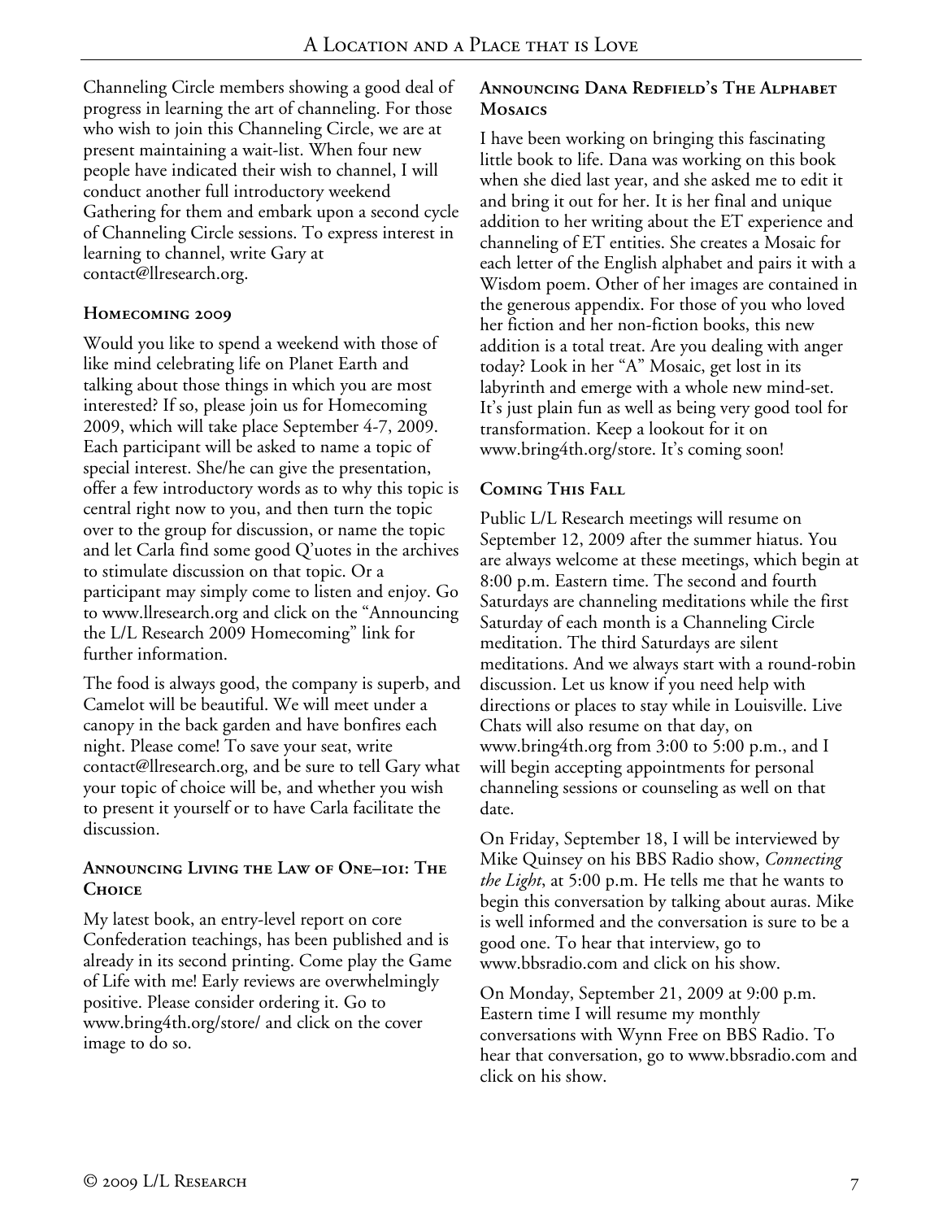Channeling Circle members showing a good deal of progress in learning the art of channeling. For those who wish to join this Channeling Circle, we are at present maintaining a wait-list. When four new people have indicated their wish to channel, I will conduct another full introductory weekend Gathering for them and embark upon a second cycle of Channeling Circle sessions. To express interest in learning to channel, write Gary at contact@llresearch.org.

### Homecoming 2009

Would you like to spend a weekend with those of like mind celebrating life on Planet Earth and talking about those things in which you are most interested? If so, please join us for Homecoming 2009, which will take place September 4-7, 2009. Each participant will be asked to name a topic of special interest. She/he can give the presentation, offer a few introductory words as to why this topic is central right now to you, and then turn the topic over to the group for discussion, or name the topic and let Carla find some good Q'uotes in the archives to stimulate discussion on that topic. Or a participant may simply come to listen and enjoy. Go to www.llresearch.org and click on the "Announcing the L/L Research 2009 Homecoming" link for further information.

The food is always good, the company is superb, and Camelot will be beautiful. We will meet under a canopy in the back garden and have bonfires each night. Please come! To save your seat, write contact@llresearch.org, and be sure to tell Gary what your topic of choice will be, and whether you wish to present it yourself or to have Carla facilitate the discussion.

### Announcing Living the Law of One–101: The Choice

My latest book, an entry-level report on core Confederation teachings, has been published and is already in its second printing. Come play the Game of Life with me! Early reviews are overwhelmingly positive. Please consider ordering it. Go to www.bring4th.org/store/ and click on the cover image to do so.

### Announcing Dana Redfield's The Alphabet Mosaics

I have been working on bringing this fascinating little book to life. Dana was working on this book when she died last year, and she asked me to edit it and bring it out for her. It is her final and unique addition to her writing about the ET experience and channeling of ET entities. She creates a Mosaic for each letter of the English alphabet and pairs it with a Wisdom poem. Other of her images are contained in the generous appendix. For those of you who loved her fiction and her non-fiction books, this new addition is a total treat. Are you dealing with anger today? Look in her "A" Mosaic, get lost in its labyrinth and emerge with a whole new mind-set. It's just plain fun as well as being very good tool for transformation. Keep a lookout for it on www.bring4th.org/store. It's coming soon!

### Coming This Fall

Public L/L Research meetings will resume on September 12, 2009 after the summer hiatus. You are always welcome at these meetings, which begin at 8:00 p.m. Eastern time. The second and fourth Saturdays are channeling meditations while the first Saturday of each month is a Channeling Circle meditation. The third Saturdays are silent meditations. And we always start with a round-robin discussion. Let us know if you need help with directions or places to stay while in Louisville. Live Chats will also resume on that day, on www.bring4th.org from 3:00 to 5:00 p.m., and I will begin accepting appointments for personal channeling sessions or counseling as well on that date.

On Friday, September 18, I will be interviewed by Mike Quinsey on his BBS Radio show, *Connecting the Light*, at 5:00 p.m. He tells me that he wants to begin this conversation by talking about auras. Mike is well informed and the conversation is sure to be a good one. To hear that interview, go to www.bbsradio.com and click on his show.

On Monday, September 21, 2009 at 9:00 p.m. Eastern time I will resume my monthly conversations with Wynn Free on BBS Radio. To hear that conversation, go to www.bbsradio.com and click on his show.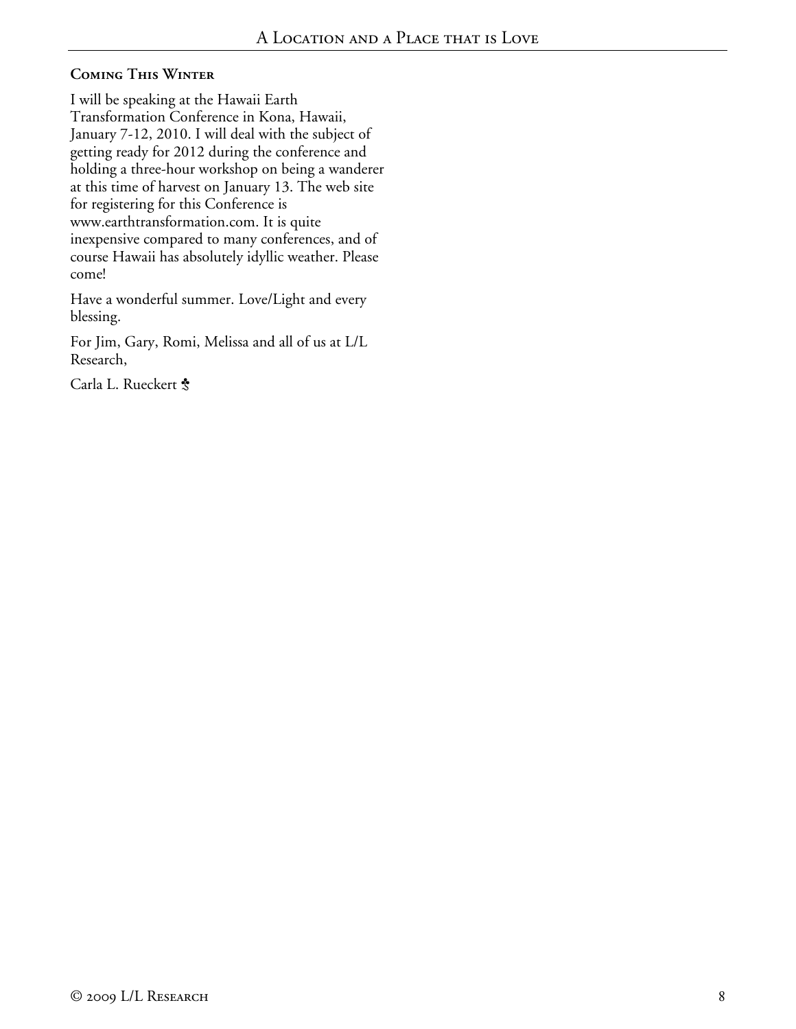### Coming This Winter

I will be speaking at the Hawaii Earth Transformation Conference in Kona, Hawaii, January 7-12, 2010. I will deal with the subject of getting ready for 2012 during the conference and holding a three-hour workshop on being a wanderer at this time of harvest on January 13. The web site for registering for this Conference is www.earthtransformation.com. It is quite inexpensive compared to many conferences, and of course Hawaii has absolutely idyllic weather. Please come!

Have a wonderful summer. Love/Light and every blessing.

For Jim, Gary, Romi, Melissa and all of us at L/L Research,

Carla L. Rueckert ♣